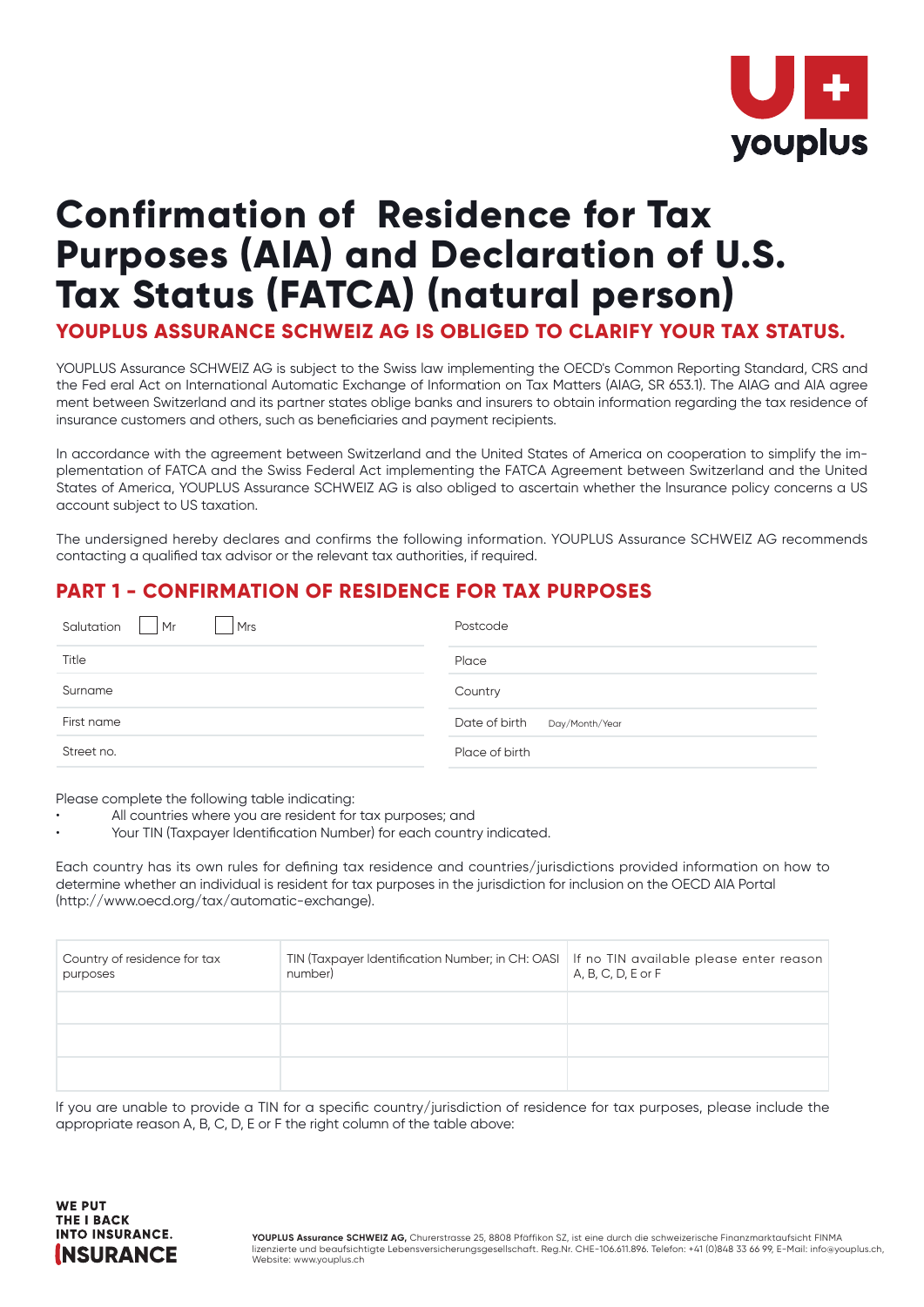# Confirmation of Residence for Tax Purposes (AIA) and Declaration of U.S. Tax Status (FATCA) (natural person)

**YOUPLUS ASSURANCE SCHWEIZ AG IS OBLIGED TO CLARIFY YOUR TAX STATUS.**

YOUPLUS Assurance SCHWEIZ AG is subject to the Swiss law implementing the OECD's Common Reporting Standard, CRS and the Fed eral Act on International Automatic Exchange of Information on Tax Matters (AIAG, SR 653.1). The AIAG and AIA agree ment between Switzerland and its partner states oblige banks and insurers to obtain information regarding the tax residence of insurance customers and others, such as beneficiaries and payment recipients.

In accordance with the agreement between Switzerland and the United States of America on cooperation to simplify the im- plementation of FATCA and the Swiss Federal Act implementing the FATCA Agreement between Switzerland and the United States of America, YOUPLUS Assurance SCHWEIZ AG is also obliged to ascertain whether the Insurance policy concerns a US account subject to US taxation.

The undersigned hereby declares and confirms the following information. YOUPLUS Assurance SCHWEIZ AG recommends contacting a qualified tax advisor or the relevant tax authorities, if required.

## PART 1 - CONFIRMATION OF RESIDENCE FOR TAX PURPOSES

| | |
|---|---|
| Salutation ☐ Mr ☐ Mrs | Postcode |
| Title | Place |
| Surname | Country |
| First name | Date of birth Day/Month/Year |
| Street no. | Place of birth |

Please complete the following table indicating:

- All countries where you are resident for tax purposes; and
- Your TIN (Taxpayer Identification Number) for each country indicated.

Each country has its own rules for defining tax residence and countries/jurisdictions provided information on how to determine whether an individual is resident for tax purposes in the jurisdiction for inclusion on the OECD AIA Portal (http://www.oecd.org/tax/automatic-exchange).

| Country of residence for tax purposes | TIN (Taxpayer Identification Number; in CH: OASI number) | If no TIN available please enter reason A, B, C, D, E or F |
|---|---|---|
| | | |
| | | |
| | | |

If you are unable to provide a TIN for a specific country/jurisdiction of residence for tax purposes, please include the appropriate reason A, B, C, D, E or F the right column of the table above:

WE PUT THE I BACK INTO INSURANCE.

**YOUPLUS Assurance SCHWEIZ AG,** Churerstrasse 25, 8808 Pfäffikon SZ, ist eine durch die schweizerische Finanzmarktaufsicht FINMA lizenzierte und beaufsichtigte Lebensversicherungsgesellschaft. Reg.Nr. CHE-106.611.896. Telefon: +41 (0)848 33 66 99, E-Mail: info@youplus.ch, Website: www.youplus.ch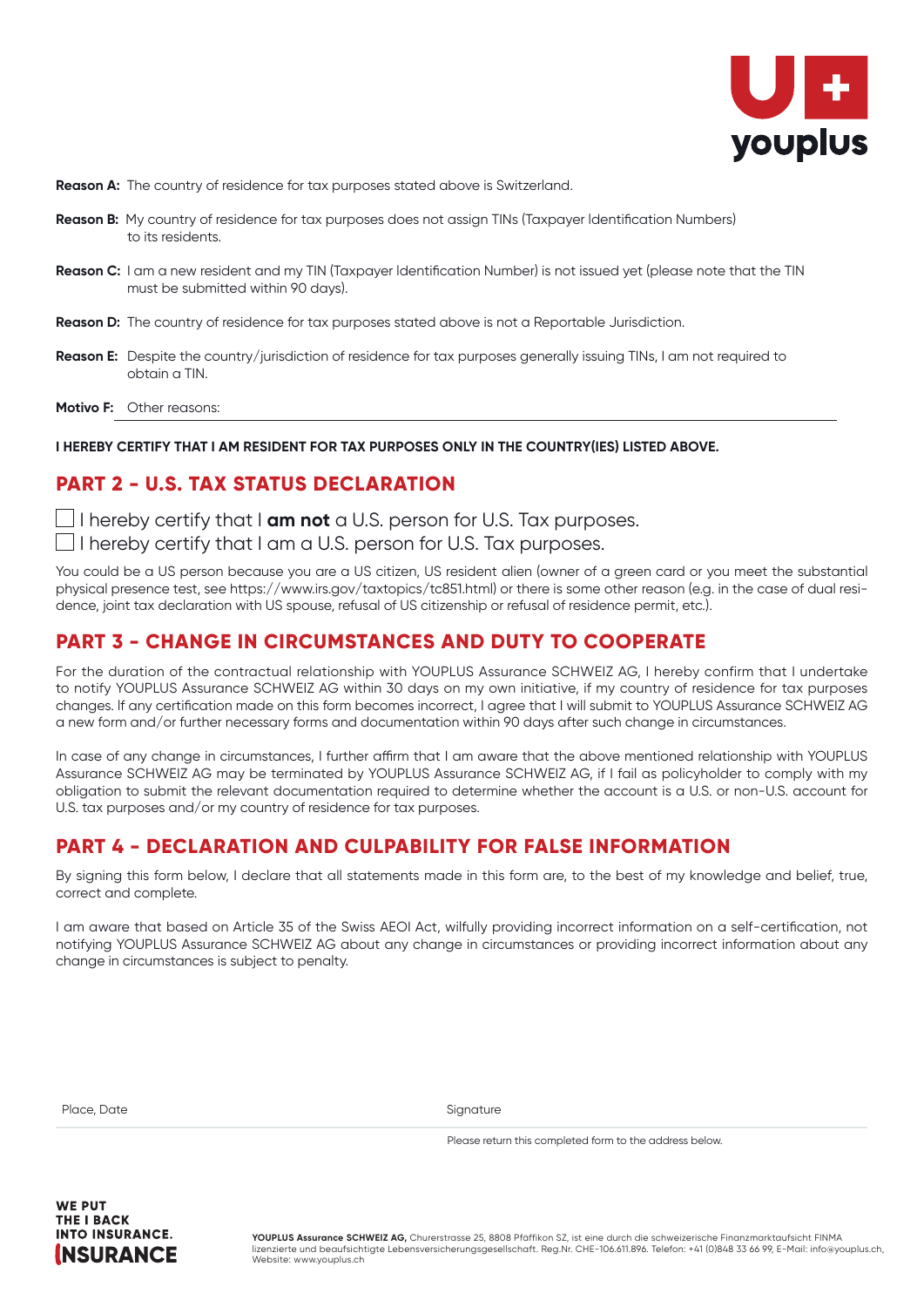**Reason A:** The country of residence for tax purposes stated above is Switzerland.

**Reason B:** My country of residence for tax purposes does not assign TINs (Taxpayer Identification Numbers) to its residents.

**Reason C:** I am a new resident and my TIN (Taxpayer Identification Number) is not issued yet (please note that the TIN must be submitted within 90 days).

**Reason D:** The country of residence for tax purposes stated above is not a Reportable Jurisdiction.

**Reason E:** Despite the country/jurisdiction of residence for tax purposes generally issuing TINs, I am not required to obtain a TIN.

**Motivo F:** Other reasons: ______________________________

**I HEREBY CERTIFY THAT I AM RESIDENT FOR TAX PURPOSES ONLY IN THE COUNTRY(IES) LISTED ABOVE.**

## PART 2 - U.S. TAX STATUS DECLARATION

☐ I hereby certify that I **am not** a U.S. person for U.S. Tax purposes.
☐ I hereby certify that I am a U.S. person for U.S. Tax purposes.

You could be a US person because you are a US citizen, US resident alien (owner of a green card or you meet the substantial physical presence test, see https://www.irs.gov/taxtopics/tc851.html) or there is some other reason (e.g. in the case of dual residence, joint tax declaration with US spouse, refusal of US citizenship or refusal of residence permit, etc.).

## PART 3 - CHANGE IN CIRCUMSTANCES AND DUTY TO COOPERATE

For the duration of the contractual relationship with YOUPLUS Assurance SCHWEIZ AG, I hereby confirm that I undertake to notify YOUPLUS Assurance SCHWEIZ AG within 30 days on my own initiative, if my country of residence for tax purposes changes. If any certification made on this form becomes incorrect, I agree that I will submit to YOUPLUS Assurance SCHWEIZ AG a new form and/or further necessary forms and documentation within 90 days after such change in circumstances.

In case of any change in circumstances, I further affirm that I am aware that the above mentioned relationship with YOUPLUS Assurance SCHWEIZ AG may be terminated by YOUPLUS Assurance SCHWEIZ AG, if I fail as policyholder to comply with my obligation to submit the relevant documentation required to determine whether the account is a U.S. or non-U.S. account for U.S. tax purposes and/or my country of residence for tax purposes.

## PART 4 - DECLARATION AND CULPABILITY FOR FALSE INFORMATION

By signing this form below, I declare that all statements made in this form are, to the best of my knowledge and belief, true, correct and complete.

I am aware that based on Article 35 of the Swiss AEOI Act, wilfully providing incorrect information on a self-certification, not notifying YOUPLUS Assurance SCHWEIZ AG about any change in circumstances or providing incorrect information about any change in circumstances is subject to penalty.

Place, Date ______________________________ Signature ______________________________

Please return this completed form to the address below.

WE PUT THE I BACK INTO INSURANCE. INSURANCE

**YOUPLUS Assurance SCHWEIZ AG,** Churerstrasse 25, 8808 Pfäffikon SZ, ist eine durch die schweizerische Finanzmarktaufsicht FINMA lizenzierte und beaufsichtigte Lebensversicherungsgesellschaft. Reg.Nr. CHE-106.611.896. Telefon: +41 (0)848 33 66 99, E-Mail: info@youplus.ch, Website: www.youplus.ch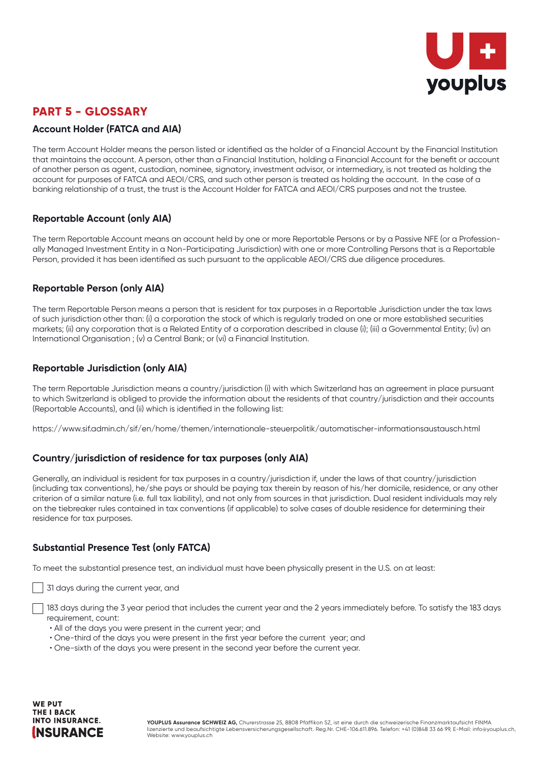## PART 5 - GLOSSARY

### Account Holder (FATCA and AIA)

The term Account Holder means the person listed or identified as the holder of a Financial Account by the Financial Institution that maintains the account. A person, other than a Financial Institution, holding a Financial Account for the benefit or account of another person as agent, custodian, nominee, signatory, investment advisor, or intermediary, is not treated as holding the account for purposes of FATCA and AEOI/CRS, and such other person is treated as holding the account. In the case of a banking relationship of a trust, the trust is the Account Holder for FATCA and AEOI/CRS purposes and not the trustee.

### Reportable Account (only AIA)

The term Reportable Account means an account held by one or more Reportable Persons or by a Passive NFE (or a Professionally Managed Investment Entity in a Non-Participating Jurisdiction) with one or more Controlling Persons that is a Reportable Person, provided it has been identified as such pursuant to the applicable AEOI/CRS due diligence procedures.

### Reportable Person (only AIA)

The term Reportable Person means a person that is resident for tax purposes in a Reportable Jurisdiction under the tax laws of such jurisdiction other than: (i) a corporation the stock of which is regularly traded on one or more established securities markets; (ii) any corporation that is a Related Entity of a corporation described in clause (i); (iii) a Governmental Entity; (iv) an International Organisation ; (v) a Central Bank; or (vi) a Financial Institution.

### Reportable Jurisdiction (only AIA)

The term Reportable Jurisdiction means a country/jurisdiction (i) with which Switzerland has an agreement in place pursuant to which Switzerland is obliged to provide the information about the residents of that country/jurisdiction and their accounts (Reportable Accounts), and (ii) which is identified in the following list:

https://www.sif.admin.ch/sif/en/home/themen/internationale-steuerpolitik/automatischer-informationsaustausch.html

### Country/jurisdiction of residence for tax purposes (only AIA)

Generally, an individual is resident for tax purposes in a country/jurisdiction if, under the laws of that country/jurisdiction (including tax conventions), he/she pays or should be paying tax therein by reason of his/her domicile, residence, or any other criterion of a similar nature (i.e. full tax liability), and not only from sources in that jurisdiction. Dual resident individuals may rely on the tiebreaker rules contained in tax conventions (if applicable) to solve cases of double residence for determining their residence for tax purposes.

### Substantial Presence Test (only FATCA)

To meet the substantial presence test, an individual must have been physically present in the U.S. on at least:

- ☐ 31 days during the current year, and
- ☐ 183 days during the 3 year period that includes the current year and the 2 years immediately before. To satisfy the 183 days requirement, count:
  - All of the days you were present in the current year; and
  - One-third of the days you were present in the first year before the current year; and
  - One-sixth of the days you were present in the second year before the current year.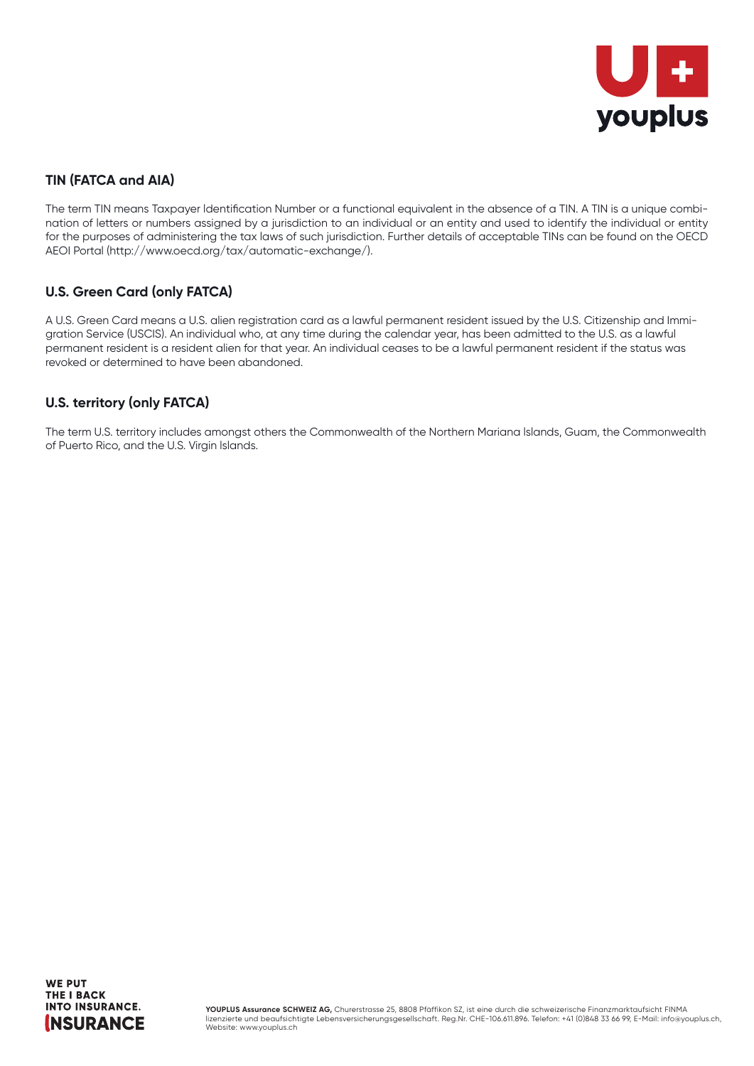## TIN (FATCA and AIA)

The term TIN means Taxpayer Identification Number or a functional equivalent in the absence of a TIN. A TIN is a unique combination of letters or numbers assigned by a jurisdiction to an individual or an entity and used to identify the individual or entity for the purposes of administering the tax laws of such jurisdiction. Further details of acceptable TINs can be found on the OECD AEOI Portal (http://www.oecd.org/tax/automatic-exchange/).

## U.S. Green Card (only FATCA)

A U.S. Green Card means a U.S. alien registration card as a lawful permanent resident issued by the U.S. Citizenship and Immigration Service (USCIS). An individual who, at any time during the calendar year, has been admitted to the U.S. as a lawful permanent resident is a resident alien for that year. An individual ceases to be a lawful permanent resident if the status was revoked or determined to have been abandoned.

## U.S. territory (only FATCA)

The term U.S. territory includes amongst others the Commonwealth of the Northern Mariana Islands, Guam, the Commonwealth of Puerto Rico, and the U.S. Virgin Islands.